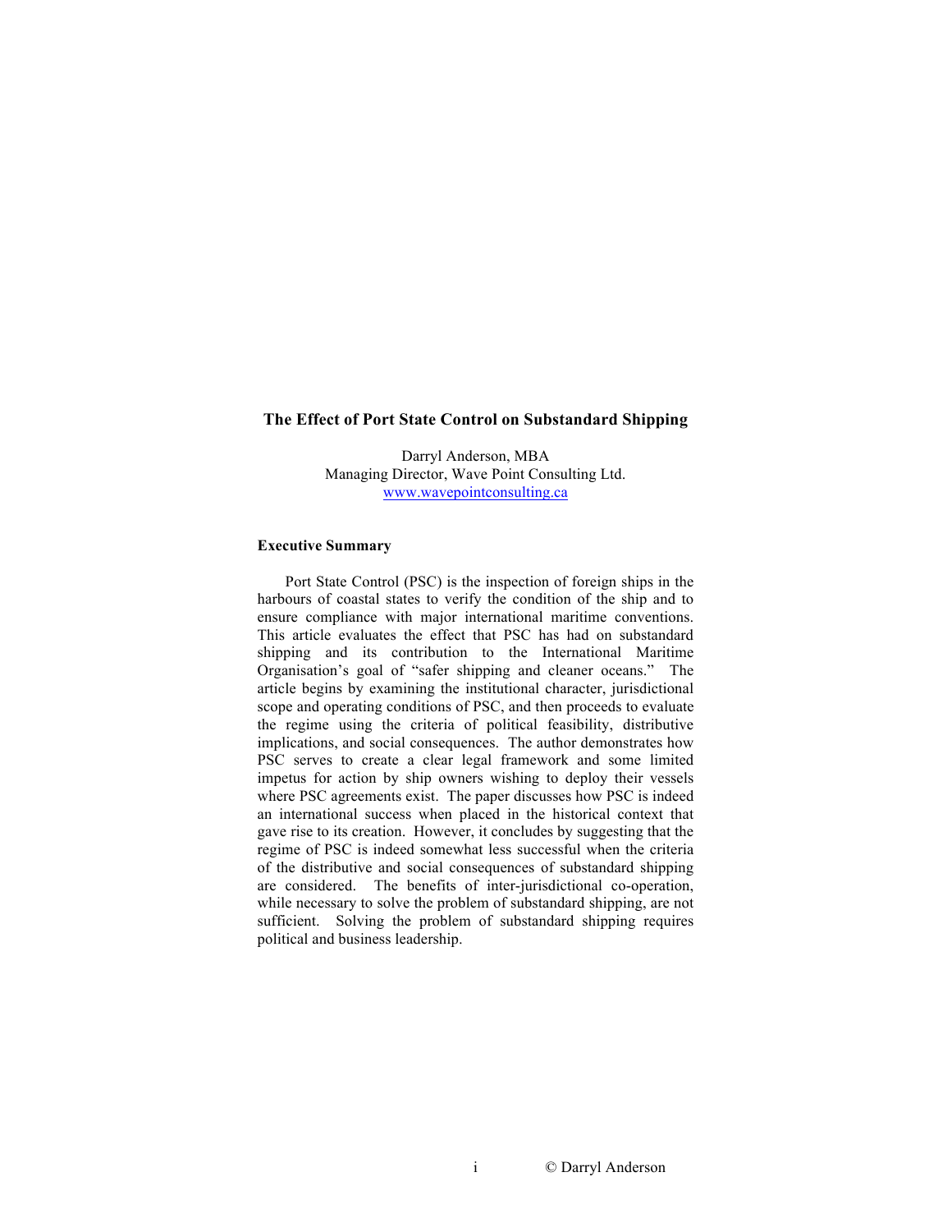# The Effect of Port State Control on Substandard Shipping

Darryl Anderson, MBA
Managing Director, Wave Point Consulting Ltd.
www.wavepointconsulting.ca

## Executive Summary

Port State Control (PSC) is the inspection of foreign ships in the harbours of coastal states to verify the condition of the ship and to ensure compliance with major international maritime conventions. This article evaluates the effect that PSC has had on substandard shipping and its contribution to the International Maritime Organisation's goal of "safer shipping and cleaner oceans." The article begins by examining the institutional character, jurisdictional scope and operating conditions of PSC, and then proceeds to evaluate the regime using the criteria of political feasibility, distributive implications, and social consequences. The author demonstrates how PSC serves to create a clear legal framework and some limited impetus for action by ship owners wishing to deploy their vessels where PSC agreements exist. The paper discusses how PSC is indeed an international success when placed in the historical context that gave rise to its creation. However, it concludes by suggesting that the regime of PSC is indeed somewhat less successful when the criteria of the distributive and social consequences of substandard shipping are considered. The benefits of inter-jurisdictional co-operation, while necessary to solve the problem of substandard shipping, are not sufficient. Solving the problem of substandard shipping requires political and business leadership.

© Darryl Anderson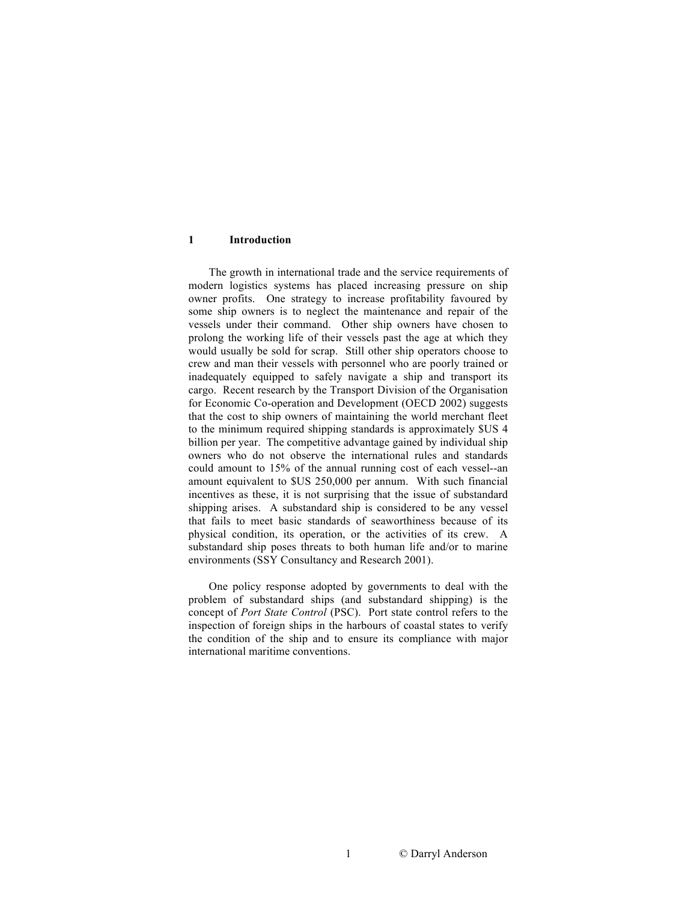# 1 Introduction

The growth in international trade and the service requirements of modern logistics systems has placed increasing pressure on ship owner profits. One strategy to increase profitability favoured by some ship owners is to neglect the maintenance and repair of the vessels under their command. Other ship owners have chosen to prolong the working life of their vessels past the age at which they would usually be sold for scrap. Still other ship operators choose to crew and man their vessels with personnel who are poorly trained or inadequately equipped to safely navigate a ship and transport its cargo. Recent research by the Transport Division of the Organisation for Economic Co-operation and Development (OECD 2002) suggests that the cost to ship owners of maintaining the world merchant fleet to the minimum required shipping standards is approximately $US 4 billion per year. The competitive advantage gained by individual ship owners who do not observe the international rules and standards could amount to 15% of the annual running cost of each vessel--an amount equivalent to $US 250,000 per annum. With such financial incentives as these, it is not surprising that the issue of substandard shipping arises. A substandard ship is considered to be any vessel that fails to meet basic standards of seaworthiness because of its physical condition, its operation, or the activities of its crew. A substandard ship poses threats to both human life and/or to marine environments (SSY Consultancy and Research 2001).

One policy response adopted by governments to deal with the problem of substandard ships (and substandard shipping) is the concept of *Port State Control* (PSC). Port state control refers to the inspection of foreign ships in the harbours of coastal states to verify the condition of the ship and to ensure its compliance with major international maritime conventions.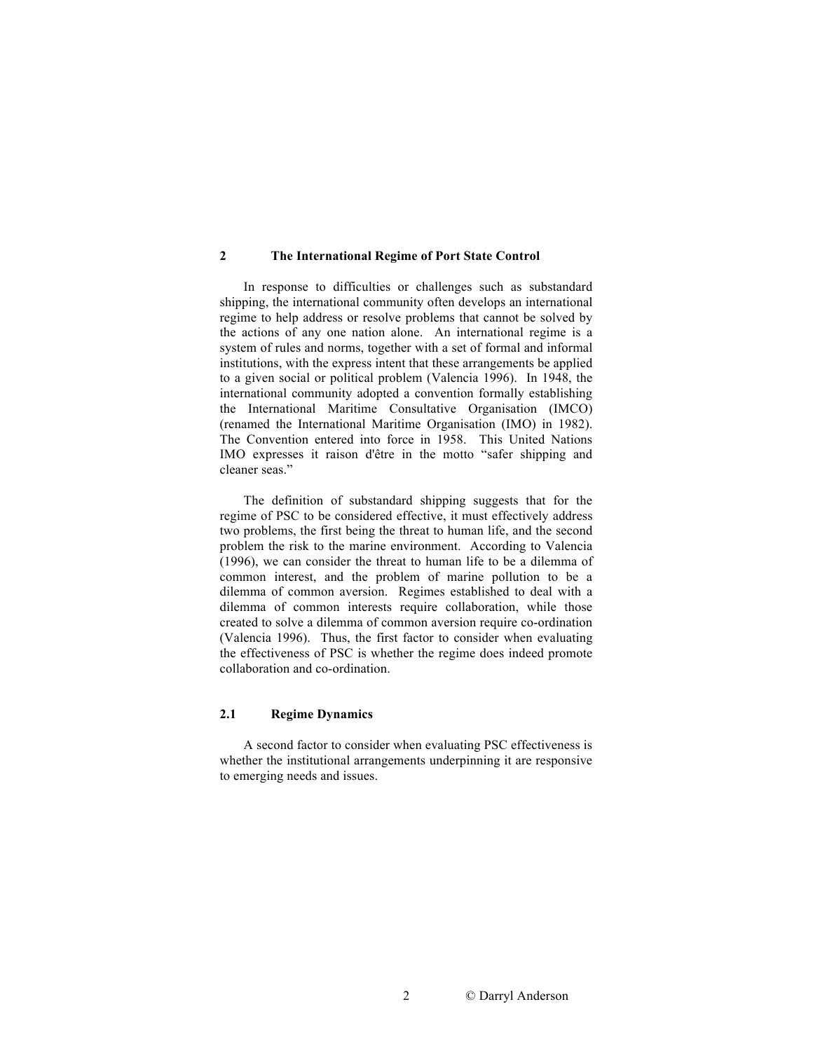## 2 The International Regime of Port State Control

In response to difficulties or challenges such as substandard shipping, the international community often develops an international regime to help address or resolve problems that cannot be solved by the actions of any one nation alone. An international regime is a system of rules and norms, together with a set of formal and informal institutions, with the express intent that these arrangements be applied to a given social or political problem (Valencia 1996). In 1948, the international community adopted a convention formally establishing the International Maritime Consultative Organisation (IMCO) (renamed the International Maritime Organisation (IMO) in 1982). The Convention entered into force in 1958. This United Nations IMO expresses it raison d'être in the motto "safer shipping and cleaner seas."

The definition of substandard shipping suggests that for the regime of PSC to be considered effective, it must effectively address two problems, the first being the threat to human life, and the second problem the risk to the marine environment. According to Valencia (1996), we can consider the threat to human life to be a dilemma of common interest, and the problem of marine pollution to be a dilemma of common aversion. Regimes established to deal with a dilemma of common interests require collaboration, while those created to solve a dilemma of common aversion require co-ordination (Valencia 1996). Thus, the first factor to consider when evaluating the effectiveness of PSC is whether the regime does indeed promote collaboration and co-ordination.

### 2.1 Regime Dynamics

A second factor to consider when evaluating PSC effectiveness is whether the institutional arrangements underpinning it are responsive to emerging needs and issues.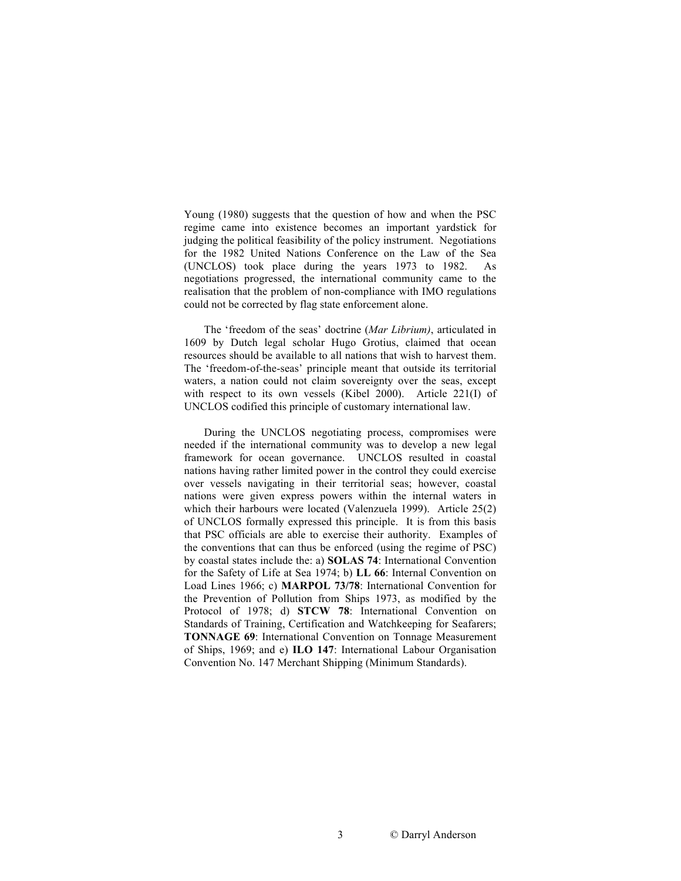Young (1980) suggests that the question of how and when the PSC regime came into existence becomes an important yardstick for judging the political feasibility of the policy instrument. Negotiations for the 1982 United Nations Conference on the Law of the Sea (UNCLOS) took place during the years 1973 to 1982. As negotiations progressed, the international community came to the realisation that the problem of non-compliance with IMO regulations could not be corrected by flag state enforcement alone.

The 'freedom of the seas' doctrine (*Mar Librium)*, articulated in 1609 by Dutch legal scholar Hugo Grotius, claimed that ocean resources should be available to all nations that wish to harvest them. The 'freedom-of-the-seas' principle meant that outside its territorial waters, a nation could not claim sovereignty over the seas, except with respect to its own vessels (Kibel 2000). Article 221(I) of UNCLOS codified this principle of customary international law.

During the UNCLOS negotiating process, compromises were needed if the international community was to develop a new legal framework for ocean governance. UNCLOS resulted in coastal nations having rather limited power in the control they could exercise over vessels navigating in their territorial seas; however, coastal nations were given express powers within the internal waters in which their harbours were located (Valenzuela 1999). Article 25(2) of UNCLOS formally expressed this principle. It is from this basis that PSC officials are able to exercise their authority. Examples of the conventions that can thus be enforced (using the regime of PSC) by coastal states include the: a) **SOLAS 74**: International Convention for the Safety of Life at Sea 1974; b) **LL 66**: Internal Convention on Load Lines 1966; c) **MARPOL 73/78**: International Convention for the Prevention of Pollution from Ships 1973, as modified by the Protocol of 1978; d) **STCW 78**: International Convention on Standards of Training, Certification and Watchkeeping for Seafarers; **TONNAGE 69**: International Convention on Tonnage Measurement of Ships, 1969; and e) **ILO 147**: International Labour Organisation Convention No. 147 Merchant Shipping (Minimum Standards).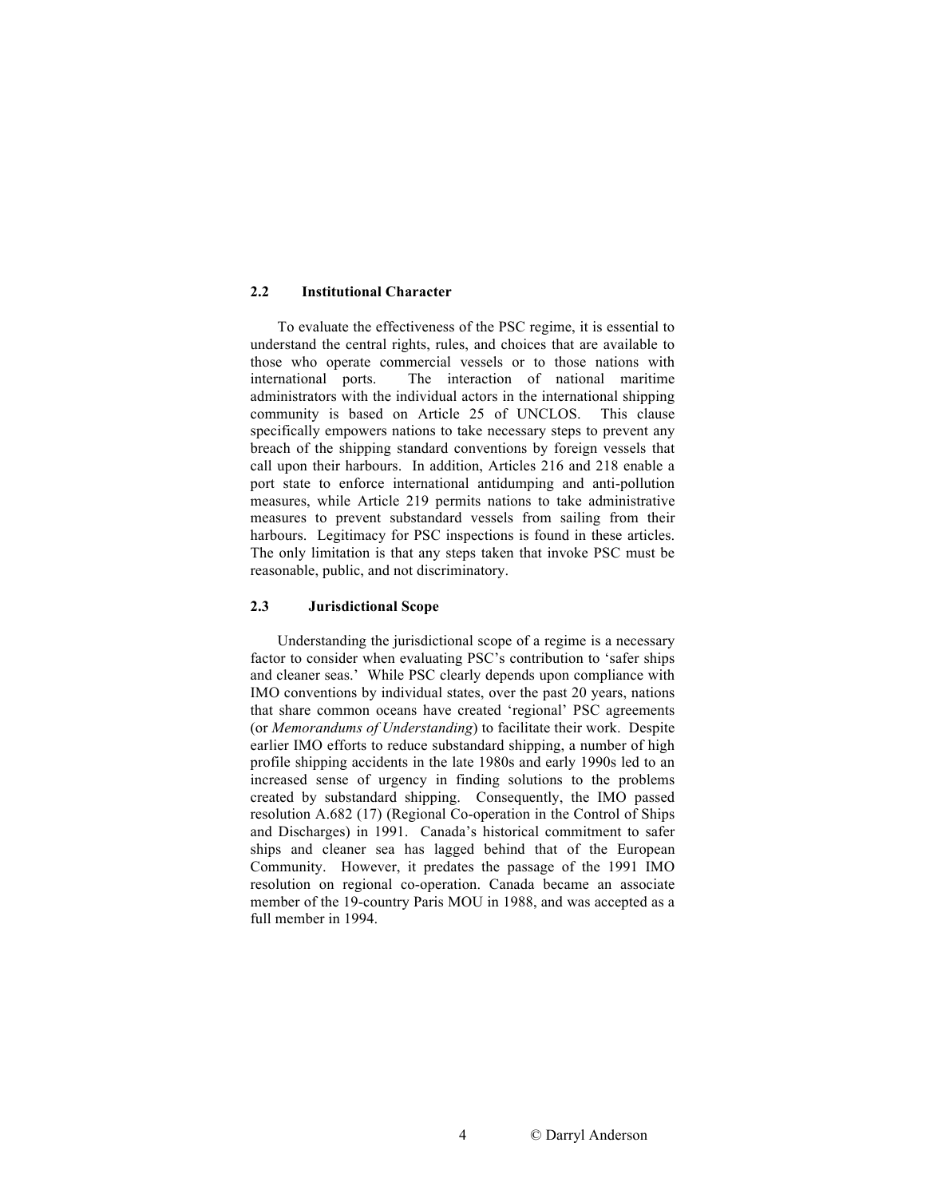## 2.2 Institutional Character

To evaluate the effectiveness of the PSC regime, it is essential to understand the central rights, rules, and choices that are available to those who operate commercial vessels or to those nations with international ports. The interaction of national maritime administrators with the individual actors in the international shipping community is based on Article 25 of UNCLOS. This clause specifically empowers nations to take necessary steps to prevent any breach of the shipping standard conventions by foreign vessels that call upon their harbours. In addition, Articles 216 and 218 enable a port state to enforce international antidumping and anti-pollution measures, while Article 219 permits nations to take administrative measures to prevent substandard vessels from sailing from their harbours. Legitimacy for PSC inspections is found in these articles. The only limitation is that any steps taken that invoke PSC must be reasonable, public, and not discriminatory.

## 2.3 Jurisdictional Scope

Understanding the jurisdictional scope of a regime is a necessary factor to consider when evaluating PSC's contribution to 'safer ships and cleaner seas.' While PSC clearly depends upon compliance with IMO conventions by individual states, over the past 20 years, nations that share common oceans have created 'regional' PSC agreements (or *Memorandums of Understanding*) to facilitate their work. Despite earlier IMO efforts to reduce substandard shipping, a number of high profile shipping accidents in the late 1980s and early 1990s led to an increased sense of urgency in finding solutions to the problems created by substandard shipping. Consequently, the IMO passed resolution A.682 (17) (Regional Co-operation in the Control of Ships and Discharges) in 1991. Canada's historical commitment to safer ships and cleaner sea has lagged behind that of the European Community. However, it predates the passage of the 1991 IMO resolution on regional co-operation. Canada became an associate member of the 19-country Paris MOU in 1988, and was accepted as a full member in 1994.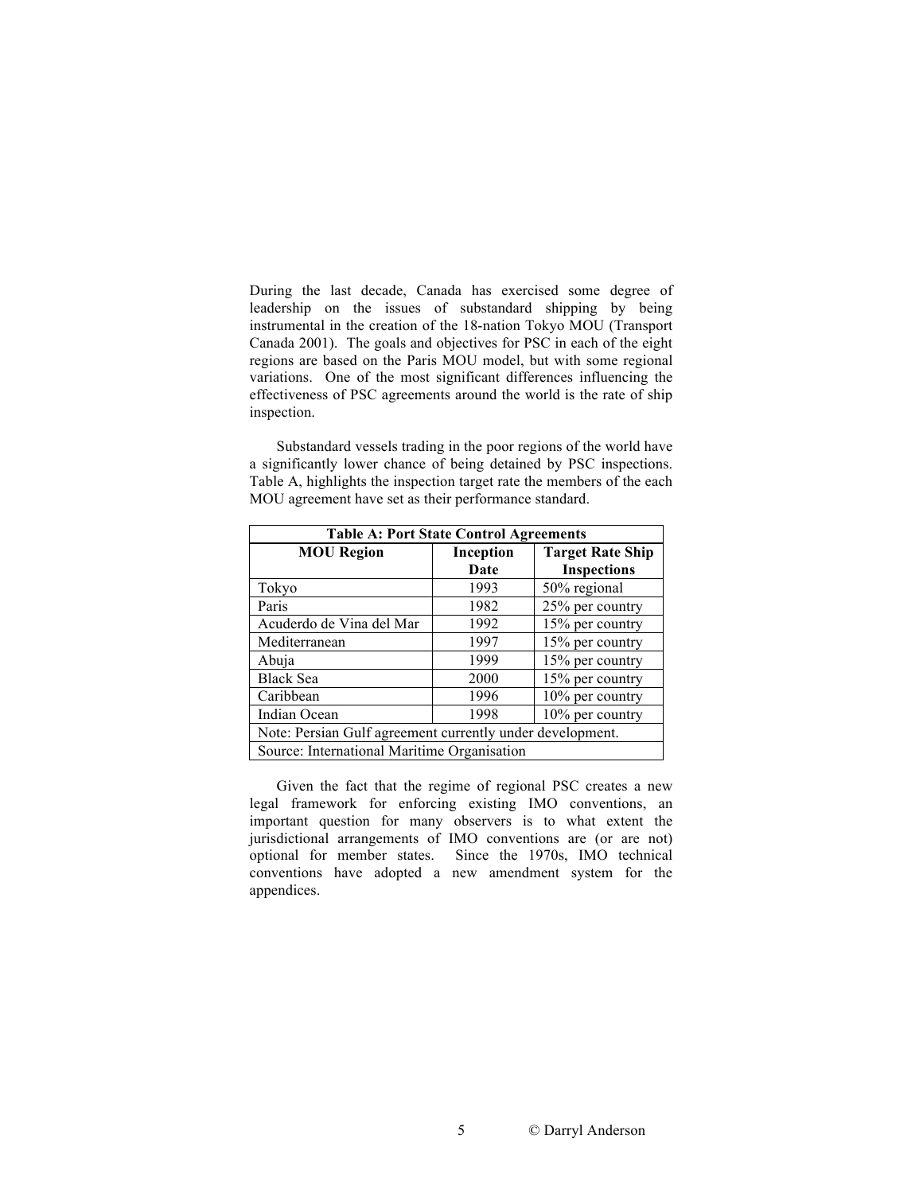During the last decade, Canada has exercised some degree of leadership on the issues of substandard shipping by being instrumental in the creation of the 18-nation Tokyo MOU (Transport Canada 2001). The goals and objectives for PSC in each of the eight regions are based on the Paris MOU model, but with some regional variations. One of the most significant differences influencing the effectiveness of PSC agreements around the world is the rate of ship inspection.

Substandard vessels trading in the poor regions of the world have a significantly lower chance of being detained by PSC inspections. Table A, highlights the inspection target rate the members of the each MOU agreement have set as their performance standard.

**Table A: Port State Control Agreements**

| MOU Region | Inception Date | Target Rate Ship Inspections |
|---|---|---|
| Tokyo | 1993 | 50% regional |
| Paris | 1982 | 25% per country |
| Acuderdo de Vina del Mar | 1992 | 15% per country |
| Mediterranean | 1997 | 15% per country |
| Abuja | 1999 | 15% per country |
| Black Sea | 2000 | 15% per country |
| Caribbean | 1996 | 10% per country |
| Indian Ocean | 1998 | 10% per country |
| Note: Persian Gulf agreement currently under development. | | |
| Source: International Maritime Organisation | | |

Given the fact that the regime of regional PSC creates a new legal framework for enforcing existing IMO conventions, an important question for many observers is to what extent the jurisdictional arrangements of IMO conventions are (or are not) optional for member states. Since the 1970s, IMO technical conventions have adopted a new amendment system for the appendices.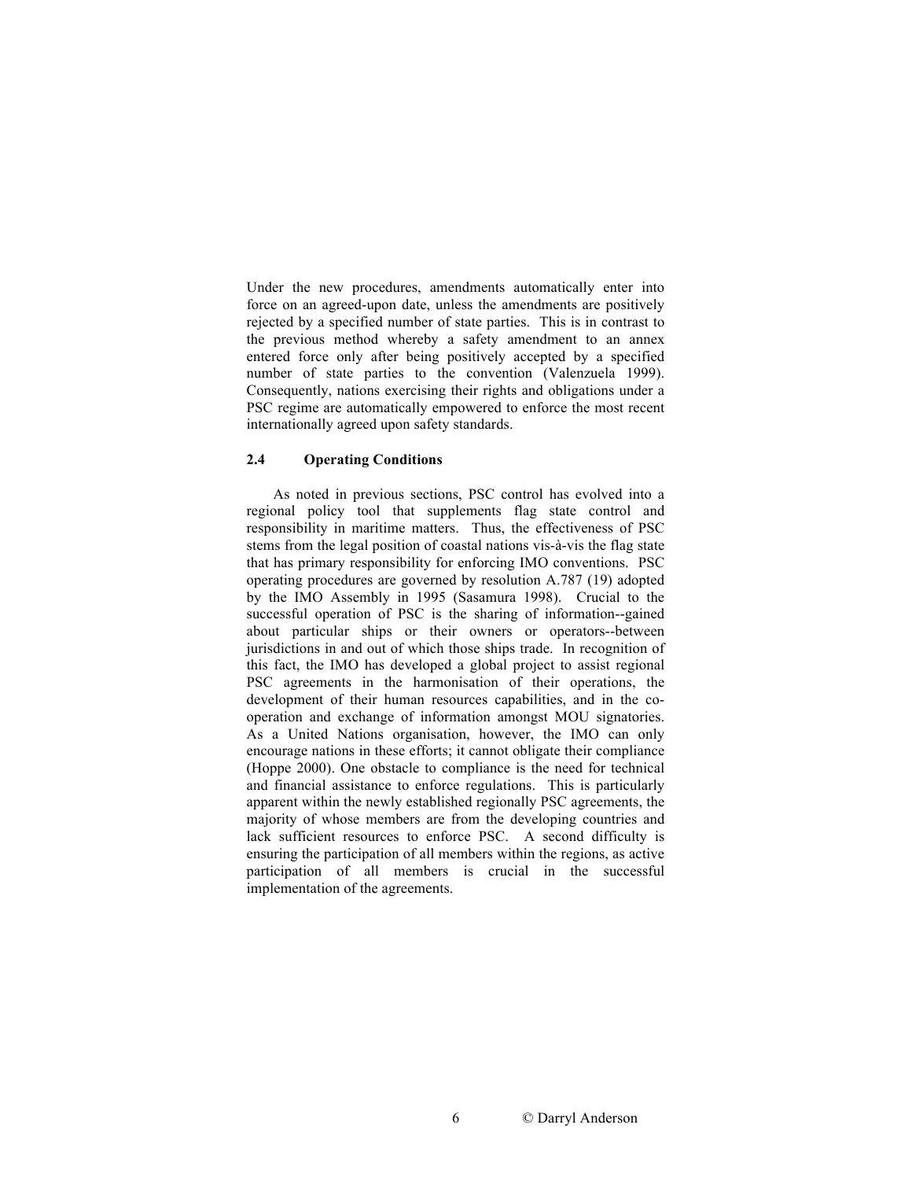Under the new procedures, amendments automatically enter into force on an agreed-upon date, unless the amendments are positively rejected by a specified number of state parties. This is in contrast to the previous method whereby a safety amendment to an annex entered force only after being positively accepted by a specified number of state parties to the convention (Valenzuela 1999). Consequently, nations exercising their rights and obligations under a PSC regime are automatically empowered to enforce the most recent internationally agreed upon safety standards.

### 2.4 Operating Conditions

As noted in previous sections, PSC control has evolved into a regional policy tool that supplements flag state control and responsibility in maritime matters. Thus, the effectiveness of PSC stems from the legal position of coastal nations vis-à-vis the flag state that has primary responsibility for enforcing IMO conventions. PSC operating procedures are governed by resolution A.787 (19) adopted by the IMO Assembly in 1995 (Sasamura 1998). Crucial to the successful operation of PSC is the sharing of information--gained about particular ships or their owners or operators--between jurisdictions in and out of which those ships trade. In recognition of this fact, the IMO has developed a global project to assist regional PSC agreements in the harmonisation of their operations, the development of their human resources capabilities, and in the co-operation and exchange of information amongst MOU signatories. As a United Nations organisation, however, the IMO can only encourage nations in these efforts; it cannot obligate their compliance (Hoppe 2000). One obstacle to compliance is the need for technical and financial assistance to enforce regulations. This is particularly apparent within the newly established regionally PSC agreements, the majority of whose members are from the developing countries and lack sufficient resources to enforce PSC. A second difficulty is ensuring the participation of all members within the regions, as active participation of all members is crucial in the successful implementation of the agreements.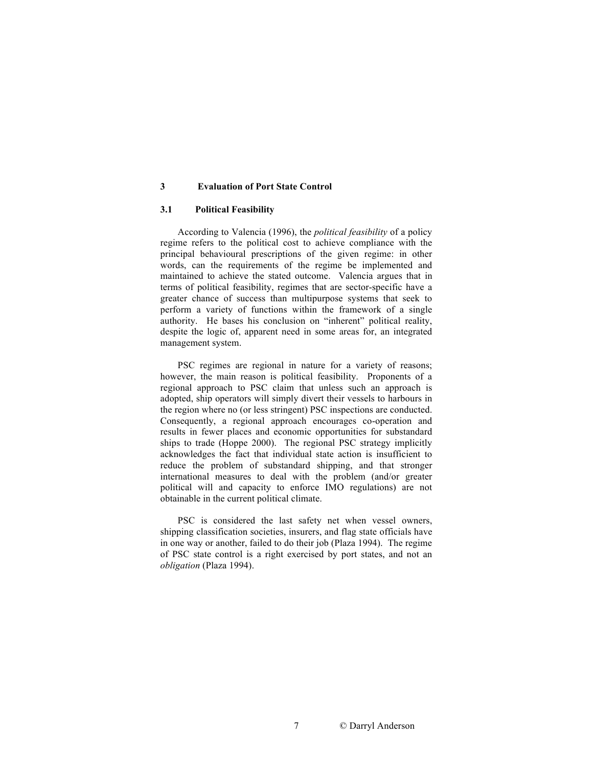# 3 Evaluation of Port State Control

## 3.1 Political Feasibility

According to Valencia (1996), the *political feasibility* of a policy regime refers to the political cost to achieve compliance with the principal behavioural prescriptions of the given regime: in other words, can the requirements of the regime be implemented and maintained to achieve the stated outcome. Valencia argues that in terms of political feasibility, regimes that are sector-specific have a greater chance of success than multipurpose systems that seek to perform a variety of functions within the framework of a single authority. He bases his conclusion on "inherent" political reality, despite the logic of, apparent need in some areas for, an integrated management system.

PSC regimes are regional in nature for a variety of reasons; however, the main reason is political feasibility. Proponents of a regional approach to PSC claim that unless such an approach is adopted, ship operators will simply divert their vessels to harbours in the region where no (or less stringent) PSC inspections are conducted. Consequently, a regional approach encourages co-operation and results in fewer places and economic opportunities for substandard ships to trade (Hoppe 2000). The regional PSC strategy implicitly acknowledges the fact that individual state action is insufficient to reduce the problem of substandard shipping, and that stronger international measures to deal with the problem (and/or greater political will and capacity to enforce IMO regulations) are not obtainable in the current political climate.

PSC is considered the last safety net when vessel owners, shipping classification societies, insurers, and flag state officials have in one way or another, failed to do their job (Plaza 1994). The regime of PSC state control is a right exercised by port states, and not an *obligation* (Plaza 1994).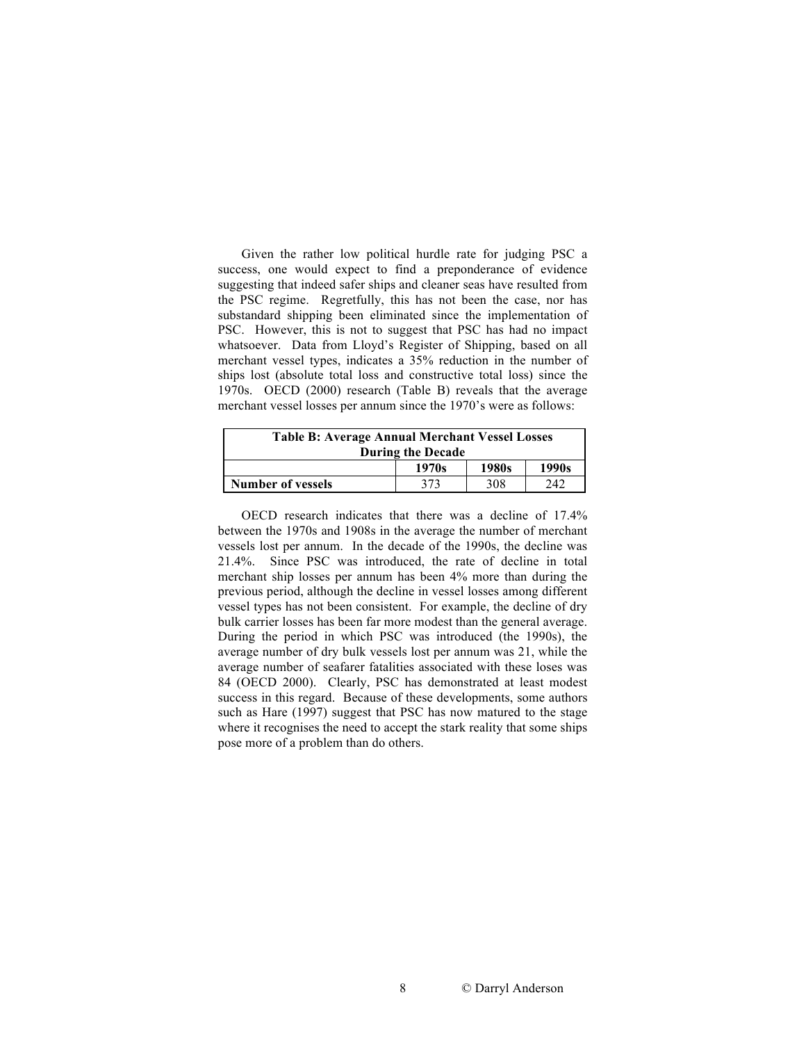Given the rather low political hurdle rate for judging PSC a success, one would expect to find a preponderance of evidence suggesting that indeed safer ships and cleaner seas have resulted from the PSC regime. Regretfully, this has not been the case, nor has substandard shipping been eliminated since the implementation of PSC. However, this is not to suggest that PSC has had no impact whatsoever. Data from Lloyd's Register of Shipping, based on all merchant vessel types, indicates a 35% reduction in the number of ships lost (absolute total loss and constructive total loss) since the 1970s. OECD (2000) research (Table B) reveals that the average merchant vessel losses per annum since the 1970's were as follows:

| **Table B: Average Annual Merchant Vessel Losses During the Decade** | | | |
|---|---|---|---|
| | **1970s** | **1980s** | **1990s** |
| **Number of vessels** | 373 | 308 | 242 |

OECD research indicates that there was a decline of 17.4% between the 1970s and 1908s in the average the number of merchant vessels lost per annum. In the decade of the 1990s, the decline was 21.4%. Since PSC was introduced, the rate of decline in total merchant ship losses per annum has been 4% more than during the previous period, although the decline in vessel losses among different vessel types has not been consistent. For example, the decline of dry bulk carrier losses has been far more modest than the general average. During the period in which PSC was introduced (the 1990s), the average number of dry bulk vessels lost per annum was 21, while the average number of seafarer fatalities associated with these loses was 84 (OECD 2000). Clearly, PSC has demonstrated at least modest success in this regard. Because of these developments, some authors such as Hare (1997) suggest that PSC has now matured to the stage where it recognises the need to accept the stark reality that some ships pose more of a problem than do others.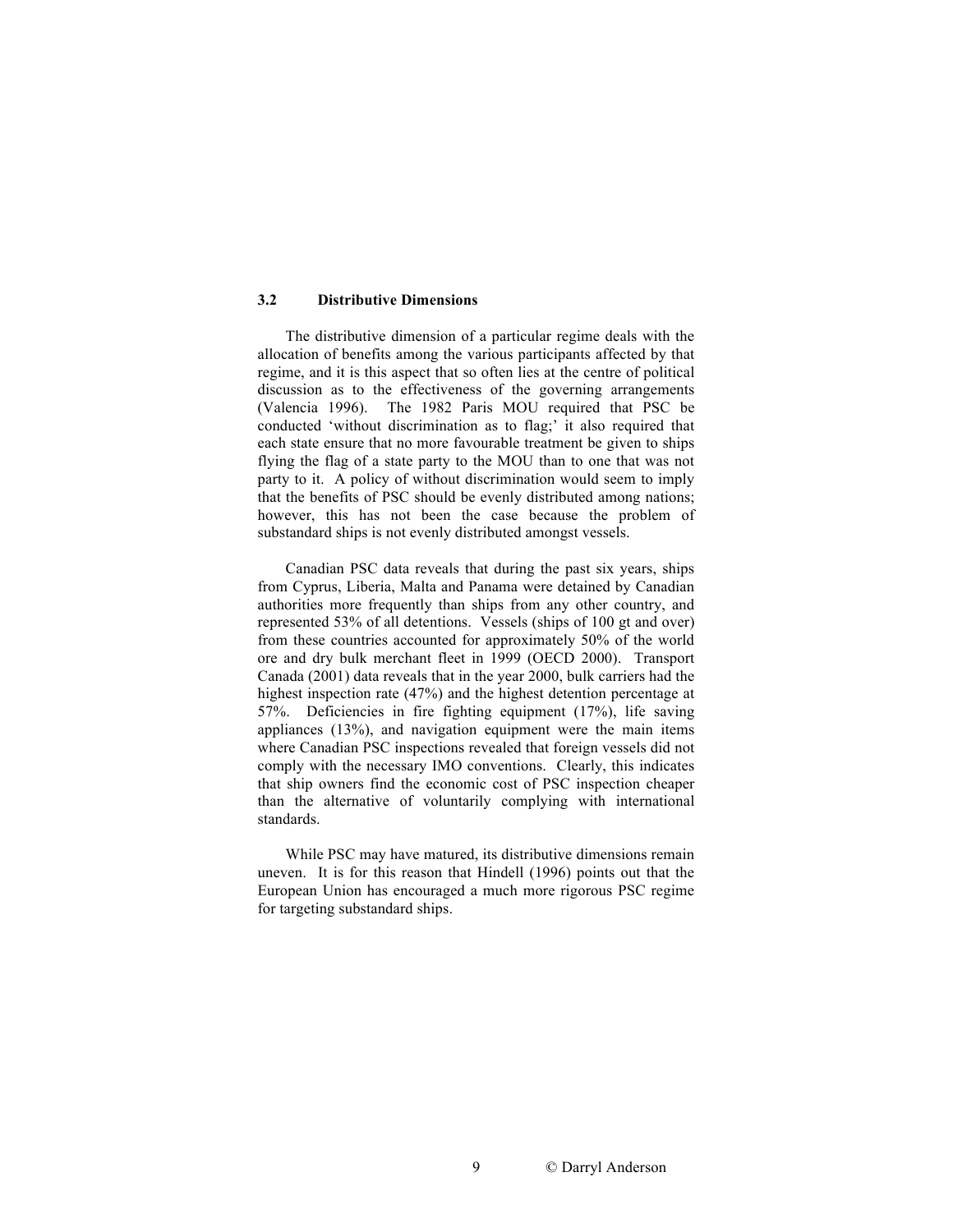### 3.2 Distributive Dimensions

The distributive dimension of a particular regime deals with the allocation of benefits among the various participants affected by that regime, and it is this aspect that so often lies at the centre of political discussion as to the effectiveness of the governing arrangements (Valencia 1996). The 1982 Paris MOU required that PSC be conducted 'without discrimination as to flag;' it also required that each state ensure that no more favourable treatment be given to ships flying the flag of a state party to the MOU than to one that was not party to it. A policy of without discrimination would seem to imply that the benefits of PSC should be evenly distributed among nations; however, this has not been the case because the problem of substandard ships is not evenly distributed amongst vessels.

Canadian PSC data reveals that during the past six years, ships from Cyprus, Liberia, Malta and Panama were detained by Canadian authorities more frequently than ships from any other country, and represented 53% of all detentions. Vessels (ships of 100 gt and over) from these countries accounted for approximately 50% of the world ore and dry bulk merchant fleet in 1999 (OECD 2000). Transport Canada (2001) data reveals that in the year 2000, bulk carriers had the highest inspection rate (47%) and the highest detention percentage at 57%. Deficiencies in fire fighting equipment (17%), life saving appliances (13%), and navigation equipment were the main items where Canadian PSC inspections revealed that foreign vessels did not comply with the necessary IMO conventions. Clearly, this indicates that ship owners find the economic cost of PSC inspection cheaper than the alternative of voluntarily complying with international standards.

While PSC may have matured, its distributive dimensions remain uneven. It is for this reason that Hindell (1996) points out that the European Union has encouraged a much more rigorous PSC regime for targeting substandard ships.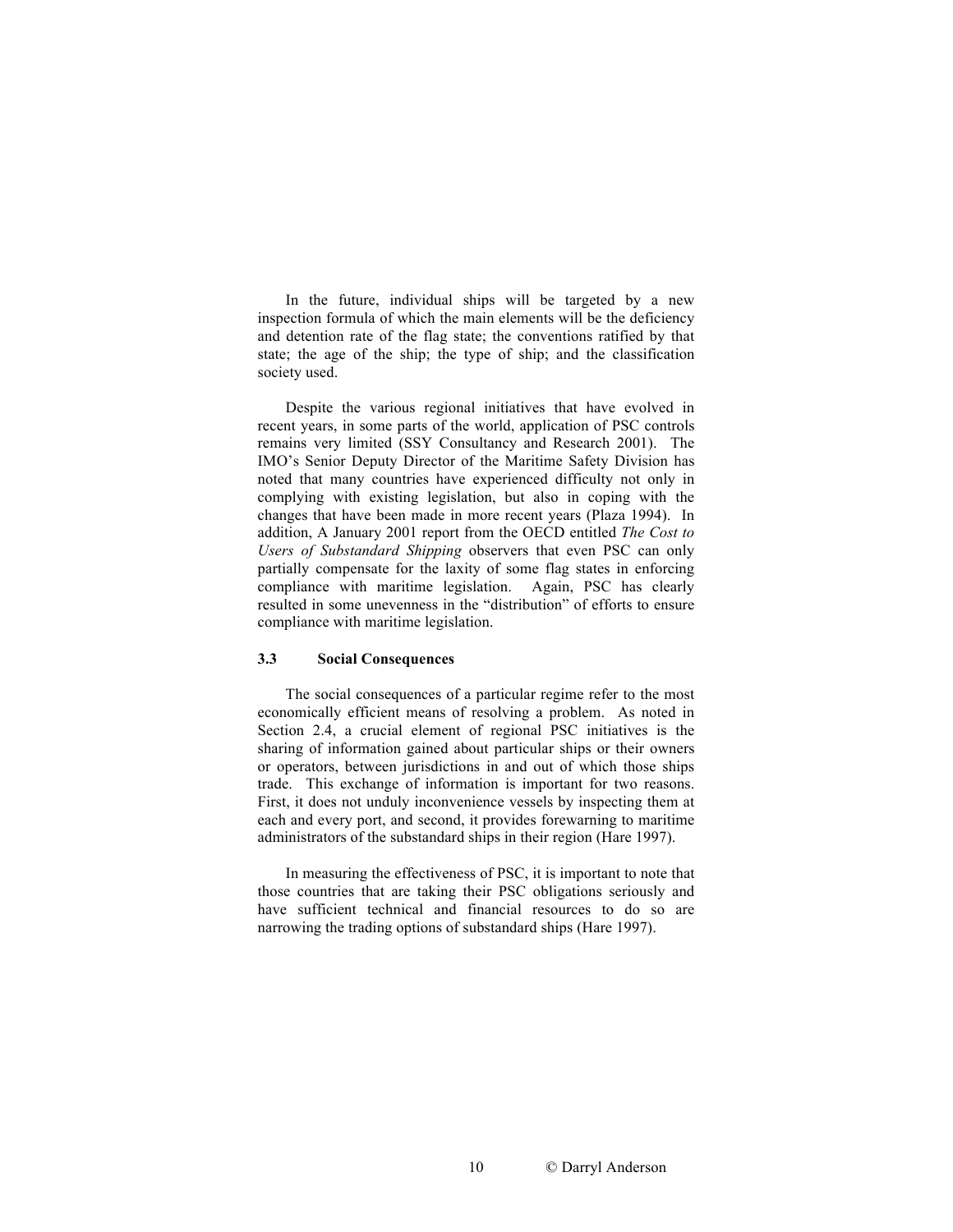In the future, individual ships will be targeted by a new inspection formula of which the main elements will be the deficiency and detention rate of the flag state; the conventions ratified by that state; the age of the ship; the type of ship; and the classification society used.

Despite the various regional initiatives that have evolved in recent years, in some parts of the world, application of PSC controls remains very limited (SSY Consultancy and Research 2001). The IMO's Senior Deputy Director of the Maritime Safety Division has noted that many countries have experienced difficulty not only in complying with existing legislation, but also in coping with the changes that have been made in more recent years (Plaza 1994). In addition, A January 2001 report from the OECD entitled *The Cost to Users of Substandard Shipping* observers that even PSC can only partially compensate for the laxity of some flag states in enforcing compliance with maritime legislation. Again, PSC has clearly resulted in some unevenness in the "distribution" of efforts to ensure compliance with maritime legislation.

### 3.3 Social Consequences

The social consequences of a particular regime refer to the most economically efficient means of resolving a problem. As noted in Section 2.4, a crucial element of regional PSC initiatives is the sharing of information gained about particular ships or their owners or operators, between jurisdictions in and out of which those ships trade. This exchange of information is important for two reasons. First, it does not unduly inconvenience vessels by inspecting them at each and every port, and second, it provides forewarning to maritime administrators of the substandard ships in their region (Hare 1997).

In measuring the effectiveness of PSC, it is important to note that those countries that are taking their PSC obligations seriously and have sufficient technical and financial resources to do so are narrowing the trading options of substandard ships (Hare 1997).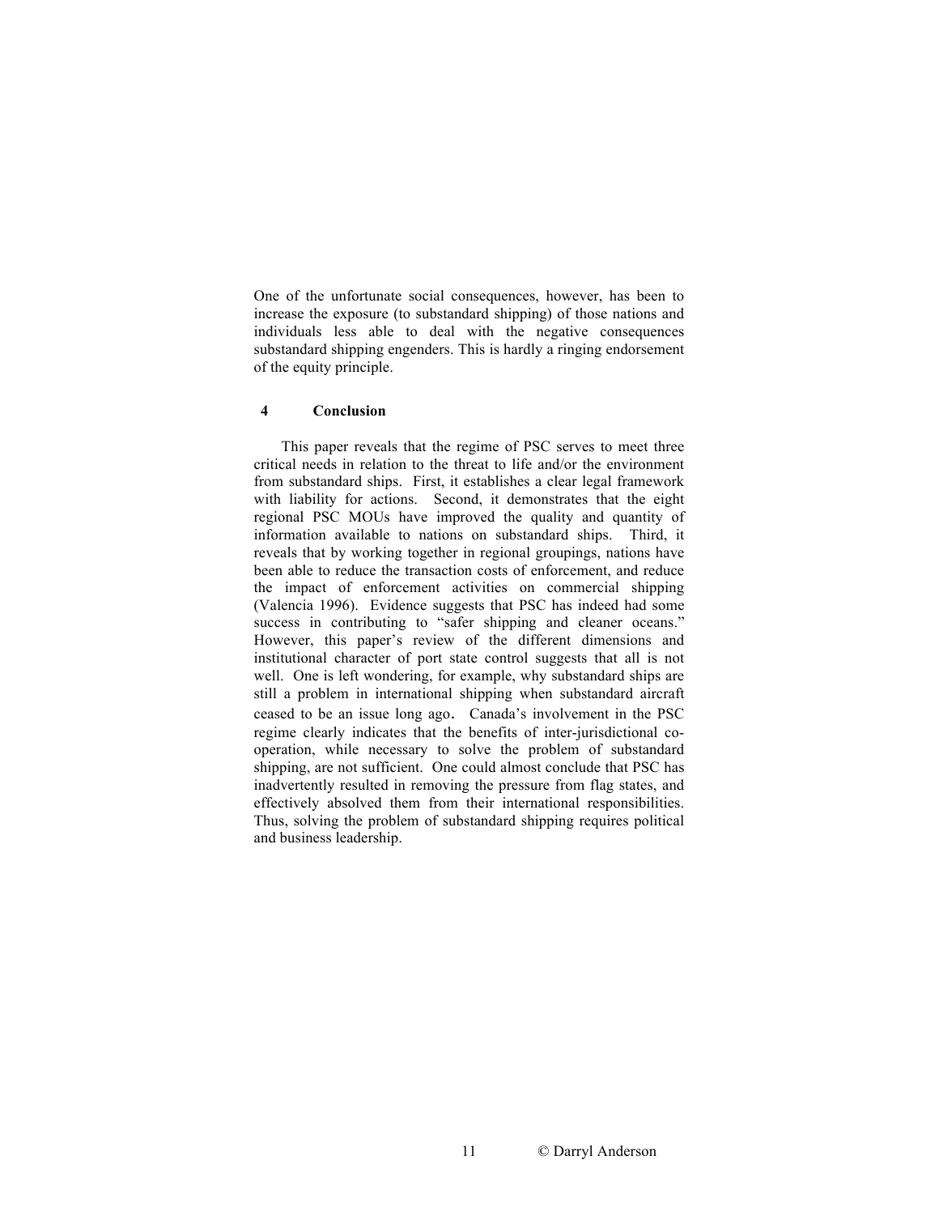One of the unfortunate social consequences, however, has been to increase the exposure (to substandard shipping) of those nations and individuals less able to deal with the negative consequences substandard shipping engenders. This is hardly a ringing endorsement of the equity principle.

## 4 Conclusion

This paper reveals that the regime of PSC serves to meet three critical needs in relation to the threat to life and/or the environment from substandard ships. First, it establishes a clear legal framework with liability for actions. Second, it demonstrates that the eight regional PSC MOUs have improved the quality and quantity of information available to nations on substandard ships. Third, it reveals that by working together in regional groupings, nations have been able to reduce the transaction costs of enforcement, and reduce the impact of enforcement activities on commercial shipping (Valencia 1996). Evidence suggests that PSC has indeed had some success in contributing to "safer shipping and cleaner oceans." However, this paper's review of the different dimensions and institutional character of port state control suggests that all is not well. One is left wondering, for example, why substandard ships are still a problem in international shipping when substandard aircraft ceased to be an issue long ago. Canada's involvement in the PSC regime clearly indicates that the benefits of inter-jurisdictional co-operation, while necessary to solve the problem of substandard shipping, are not sufficient. One could almost conclude that PSC has inadvertently resulted in removing the pressure from flag states, and effectively absolved them from their international responsibilities. Thus, solving the problem of substandard shipping requires political and business leadership.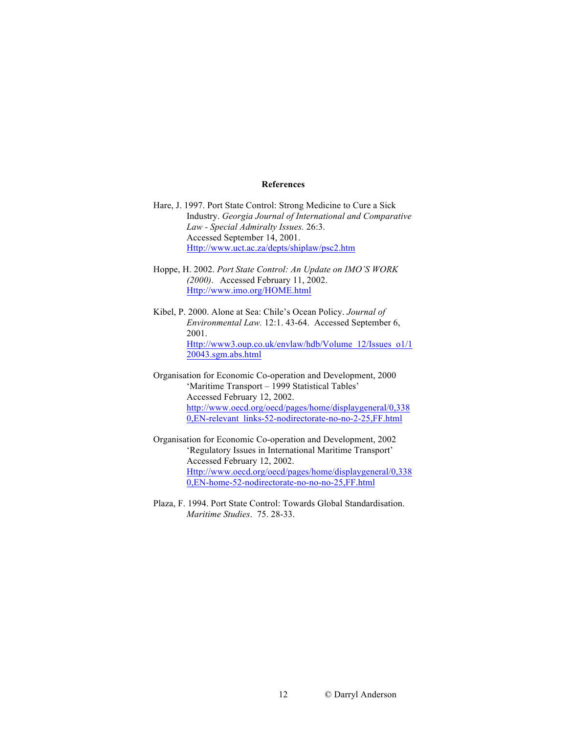**References**

Hare, J. 1997. Port State Control: Strong Medicine to Cure a Sick Industry. *Georgia Journal of International and Comparative Law - Special Admiralty Issues.* 26:3. Accessed September 14, 2001. Http://www.uct.ac.za/depts/shiplaw/psc2.htm

Hoppe, H. 2002. *Port State Control: An Update on IMO'S WORK (2000)*. Accessed February 11, 2002. Http://www.imo.org/HOME.html

Kibel, P. 2000. Alone at Sea: Chile's Ocean Policy. *Journal of Environmental Law.* 12:1. 43-64. Accessed September 6, 2001. Http://www3.oup.co.uk/envlaw/hdb/Volume_12/Issues_o1/120043.sgm.abs.html

Organisation for Economic Co-operation and Development, 2000 'Maritime Transport – 1999 Statistical Tables' Accessed February 12, 2002. http://www.oecd.org/oecd/pages/home/displaygeneral/0,3380,EN-relevant_links-52-nodirectorate-no-no-2-25,FF.html

Organisation for Economic Co-operation and Development, 2002 'Regulatory Issues in International Maritime Transport' Accessed February 12, 2002. Http://www.oecd.org/oecd/pages/home/displaygeneral/0,3380,EN-home-52-nodirectorate-no-no-no-25,FF.html

Plaza, F. 1994. Port State Control: Towards Global Standardisation. *Maritime Studies*. 75. 28-33.

© Darryl Anderson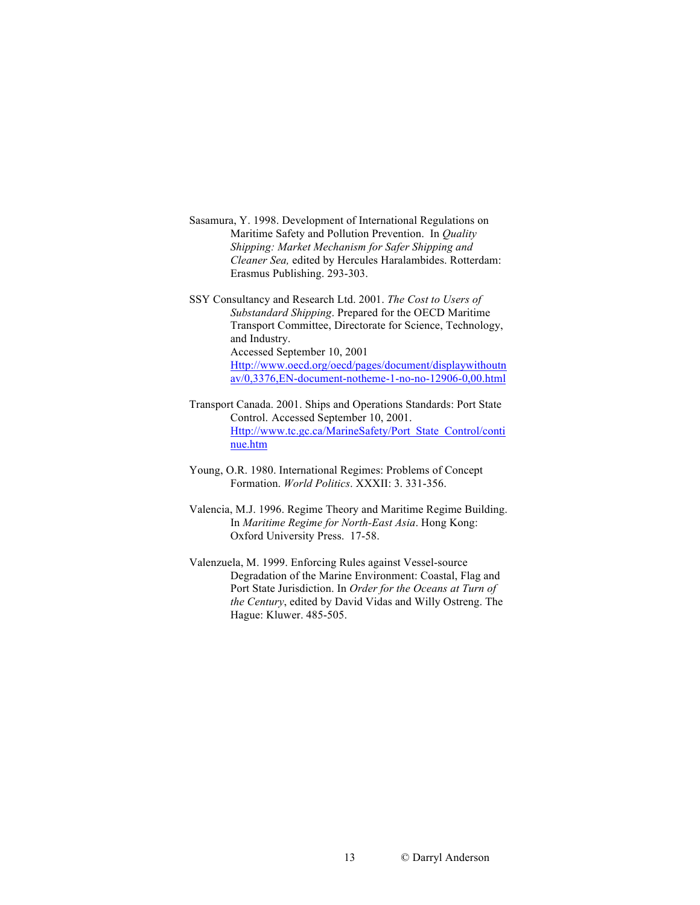Sasamura, Y. 1998. Development of International Regulations on Maritime Safety and Pollution Prevention. In *Quality Shipping: Market Mechanism for Safer Shipping and Cleaner Sea,* edited by Hercules Haralambides. Rotterdam: Erasmus Publishing. 293-303.

SSY Consultancy and Research Ltd. 2001. *The Cost to Users of Substandard Shipping*. Prepared for the OECD Maritime Transport Committee, Directorate for Science, Technology, and Industry.
Accessed September 10, 2001
[Http://www.oecd.org/oecd/pages/document/displaywithoutnav/0,3376,EN-document-notheme-1-no-no-12906-0,00.html](Http://www.oecd.org/oecd/pages/document/displaywithoutnav/0,3376,EN-document-notheme-1-no-no-12906-0,00.html)

Transport Canada. 2001. Ships and Operations Standards: Port State Control. Accessed September 10, 2001.
[Http://www.tc.gc.ca/MarineSafety/Port_State_Control/continue.htm](Http://www.tc.gc.ca/MarineSafety/Port_State_Control/continue.htm)

Young, O.R. 1980. International Regimes: Problems of Concept Formation. *World Politics*. XXXII: 3. 331-356.

Valencia, M.J. 1996. Regime Theory and Maritime Regime Building. In *Maritime Regime for North-East Asia*. Hong Kong: Oxford University Press. 17-58.

Valenzuela, M. 1999. Enforcing Rules against Vessel-source Degradation of the Marine Environment: Coastal, Flag and Port State Jurisdiction. In *Order for the Oceans at Turn of the Century*, edited by David Vidas and Willy Ostreng. The Hague: Kluwer. 485-505.

© Darryl Anderson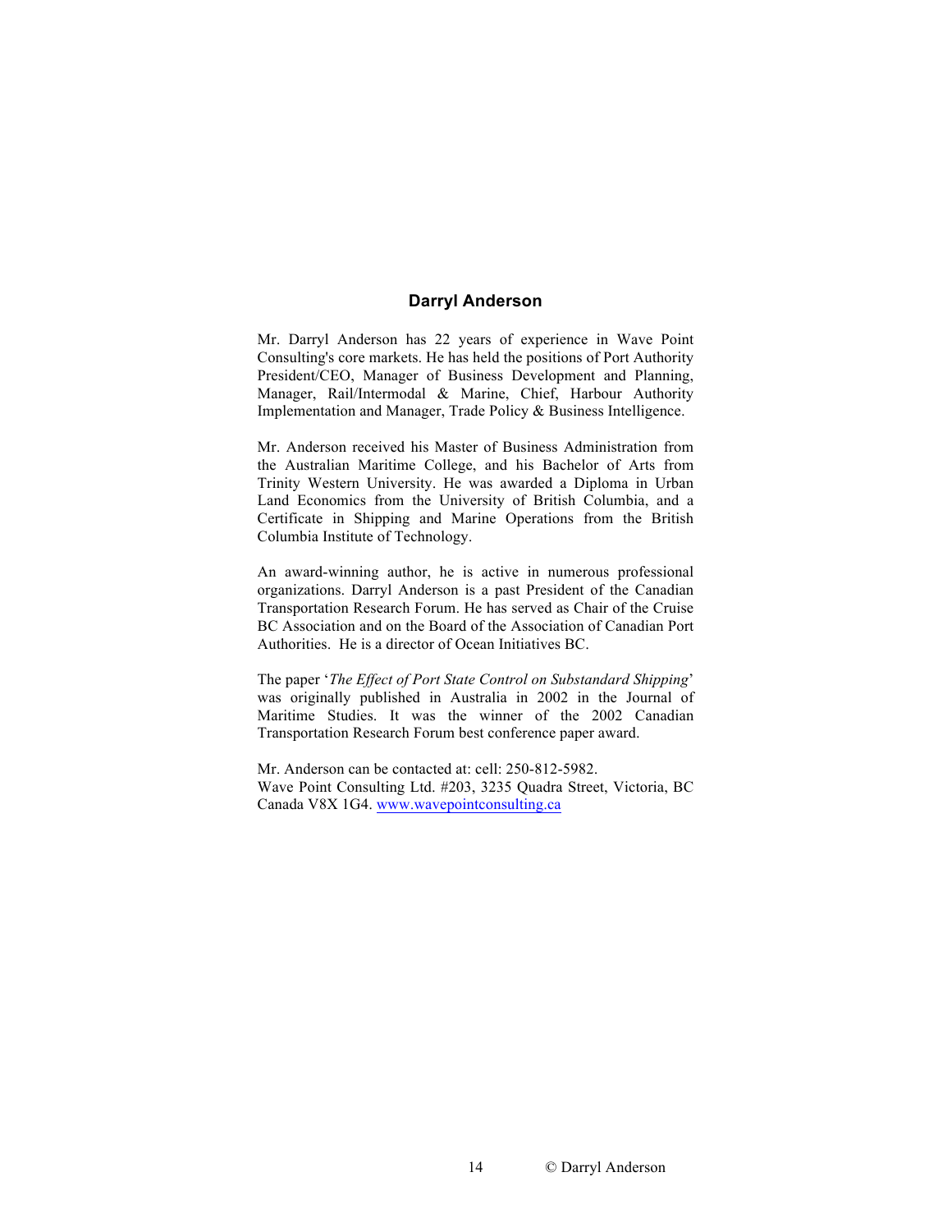## Darryl Anderson

Mr. Darryl Anderson has 22 years of experience in Wave Point Consulting's core markets. He has held the positions of Port Authority President/CEO, Manager of Business Development and Planning, Manager, Rail/Intermodal & Marine, Chief, Harbour Authority Implementation and Manager, Trade Policy & Business Intelligence.

Mr. Anderson received his Master of Business Administration from the Australian Maritime College, and his Bachelor of Arts from Trinity Western University. He was awarded a Diploma in Urban Land Economics from the University of British Columbia, and a Certificate in Shipping and Marine Operations from the British Columbia Institute of Technology.

An award-winning author, he is active in numerous professional organizations. Darryl Anderson is a past President of the Canadian Transportation Research Forum. He has served as Chair of the Cruise BC Association and on the Board of the Association of Canadian Port Authorities. He is a director of Ocean Initiatives BC.

The paper '*The Effect of Port State Control on Substandard Shipping*' was originally published in Australia in 2002 in the Journal of Maritime Studies. It was the winner of the 2002 Canadian Transportation Research Forum best conference paper award.

Mr. Anderson can be contacted at: cell: 250-812-5982.
Wave Point Consulting Ltd. #203, 3235 Quadra Street, Victoria, BC Canada V8X 1G4. www.wavepointconsulting.ca

© Darryl Anderson